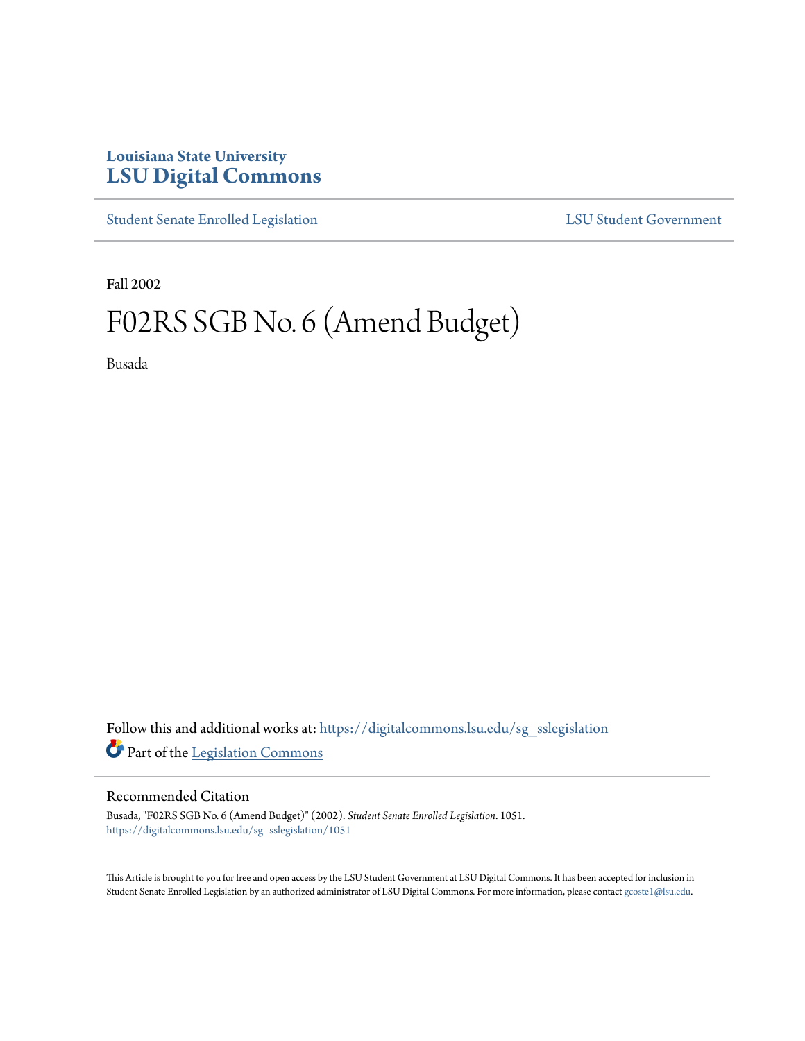Louisiana State University
# LSU Digital Commons

Student Senate Enrolled Legislation | LSU Student Government

Fall 2002

# F02RS SGB No. 6 (Amend Budget)

Busada

Follow this and additional works at: https://digitalcommons.lsu.edu/sg_sslegislation

Part of the Legislation Commons

## Recommended Citation

Busada, "F02RS SGB No. 6 (Amend Budget)" (2002). *Student Senate Enrolled Legislation*. 1051.
https://digitalcommons.lsu.edu/sg_sslegislation/1051

This Article is brought to you for free and open access by the LSU Student Government at LSU Digital Commons. It has been accepted for inclusion in Student Senate Enrolled Legislation by an authorized administrator of LSU Digital Commons. For more information, please contact gcoste1@lsu.edu.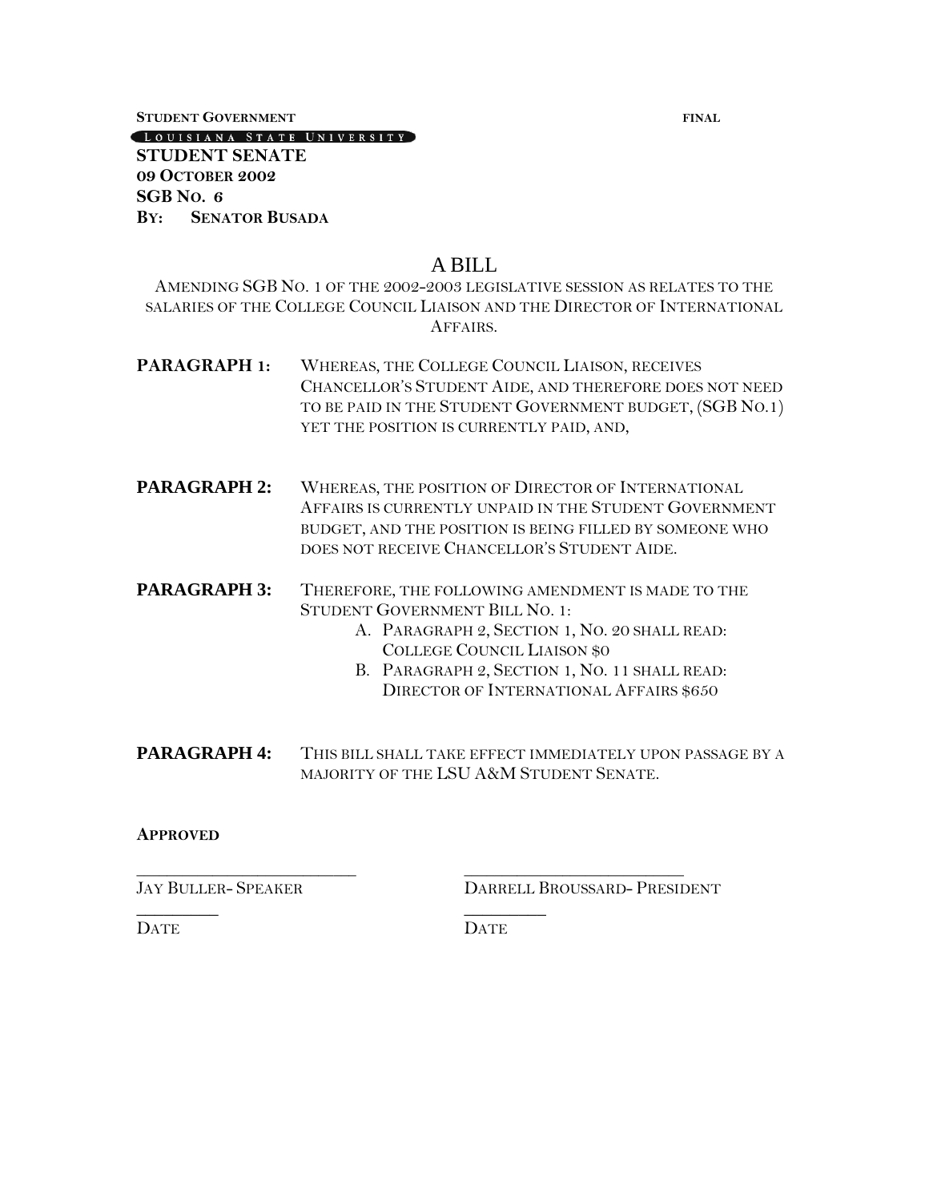**STUDENT GOVERNMENT** **FINAL**

LOUISIANA STATE UNIVERSITY

**STUDENT SENATE**
**09 OCTOBER 2002**
**SGB NO. 6**
**BY: SENATOR BUSADA**

# A BILL

AMENDING SGB NO. 1 OF THE 2002-2003 LEGISLATIVE SESSION AS RELATES TO THE SALARIES OF THE COLLEGE COUNCIL LIAISON AND THE DIRECTOR OF INTERNATIONAL AFFAIRS.

**PARAGRAPH 1:** WHEREAS, THE COLLEGE COUNCIL LIAISON, RECEIVES CHANCELLOR'S STUDENT AIDE, AND THEREFORE DOES NOT NEED TO BE PAID IN THE STUDENT GOVERNMENT BUDGET, (SGB NO.1) YET THE POSITION IS CURRENTLY PAID, AND,

**PARAGRAPH 2:** WHEREAS, THE POSITION OF DIRECTOR OF INTERNATIONAL AFFAIRS IS CURRENTLY UNPAID IN THE STUDENT GOVERNMENT BUDGET, AND THE POSITION IS BEING FILLED BY SOMEONE WHO DOES NOT RECEIVE CHANCELLOR'S STUDENT AIDE.

**PARAGRAPH 3:** THEREFORE, THE FOLLOWING AMENDMENT IS MADE TO THE STUDENT GOVERNMENT BILL NO. 1:

A. PARAGRAPH 2, SECTION 1, NO. 20 SHALL READ: COLLEGE COUNCIL LIAISON $0
B. PARAGRAPH 2, SECTION 1, NO. 11 SHALL READ: DIRECTOR OF INTERNATIONAL AFFAIRS $650

**PARAGRAPH 4:** THIS BILL SHALL TAKE EFFECT IMMEDIATELY UPON PASSAGE BY A MAJORITY OF THE LSU A&M STUDENT SENATE.

**APPROVED**

| | |
|---|---|
| ________________________ | ________________________ |
| JAY BULLER- SPEAKER | DARRELL BROUSSARD- PRESIDENT |
| _________ | _________ |
| DATE | DATE |